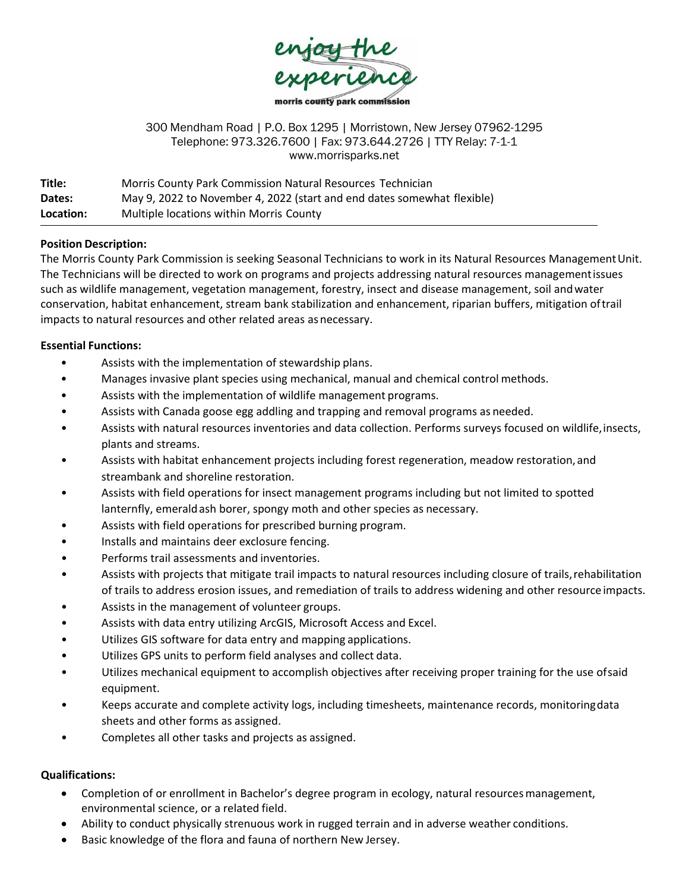enjoy the experience

morris county park commission

300 Mendham Road | P.O. Box 1295 | Morristown, New Jersey 07962-1295
Telephone: 973.326.7600 | Fax: 973.644.2726 | TTY Relay: 7-1-1
www.morrisparks.net

**Title:** Morris County Park Commission Natural Resources Technician
**Dates:** May 9, 2022 to November 4, 2022 (start and end dates somewhat flexible)
**Location:** Multiple locations within Morris County

---

**Position Description:**
The Morris County Park Commission is seeking Seasonal Technicians to work in its Natural Resources Management Unit. The Technicians will be directed to work on programs and projects addressing natural resources management issues such as wildlife management, vegetation management, forestry, insect and disease management, soil and water conservation, habitat enhancement, stream bank stabilization and enhancement, riparian buffers, mitigation of trail impacts to natural resources and other related areas as necessary.

**Essential Functions:**

- Assists with the implementation of stewardship plans.
- Manages invasive plant species using mechanical, manual and chemical control methods.
- Assists with the implementation of wildlife management programs.
- Assists with Canada goose egg addling and trapping and removal programs as needed.
- Assists with natural resources inventories and data collection. Performs surveys focused on wildlife, insects, plants and streams.
- Assists with habitat enhancement projects including forest regeneration, meadow restoration, and streambank and shoreline restoration.
- Assists with field operations for insect management programs including but not limited to spotted lanternfly, emerald ash borer, spongy moth and other species as necessary.
- Assists with field operations for prescribed burning program.
- Installs and maintains deer exclosure fencing.
- Performs trail assessments and inventories.
- Assists with projects that mitigate trail impacts to natural resources including closure of trails, rehabilitation of trails to address erosion issues, and remediation of trails to address widening and other resource impacts.
- Assists in the management of volunteer groups.
- Assists with data entry utilizing ArcGIS, Microsoft Access and Excel.
- Utilizes GIS software for data entry and mapping applications.
- Utilizes GPS units to perform field analyses and collect data.
- Utilizes mechanical equipment to accomplish objectives after receiving proper training for the use of said equipment.
- Keeps accurate and complete activity logs, including timesheets, maintenance records, monitoring data sheets and other forms as assigned.
- Completes all other tasks and projects as assigned.

**Qualifications:**

- Completion of or enrollment in Bachelor's degree program in ecology, natural resources management, environmental science, or a related field.
- Ability to conduct physically strenuous work in rugged terrain and in adverse weather conditions.
- Basic knowledge of the flora and fauna of northern New Jersey.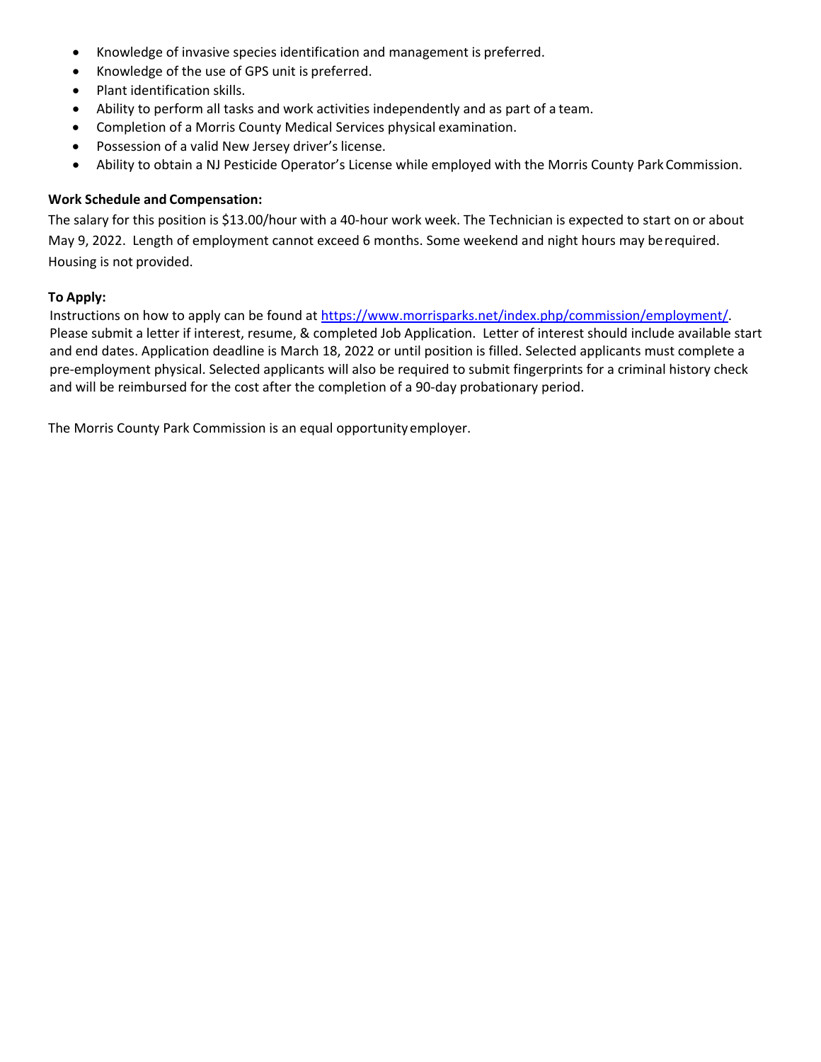- Knowledge of invasive species identification and management is preferred.
- Knowledge of the use of GPS unit is preferred.
- Plant identification skills.
- Ability to perform all tasks and work activities independently and as part of a team.
- Completion of a Morris County Medical Services physical examination.
- Possession of a valid New Jersey driver's license.
- Ability to obtain a NJ Pesticide Operator's License while employed with the Morris County Park Commission.

**Work Schedule and Compensation:**

The salary for this position is $13.00/hour with a 40-hour work week. The Technician is expected to start on or about May 9, 2022. Length of employment cannot exceed 6 months. Some weekend and night hours may be required. Housing is not provided.

**To Apply:**

Instructions on how to apply can be found at [https://www.morrisparks.net/index.php/commission/employment/](https://www.morrisparks.net/index.php/commission/employment/). Please submit a letter if interest, resume, & completed Job Application. Letter of interest should include available start and end dates. Application deadline is March 18, 2022 or until position is filled. Selected applicants must complete a pre-employment physical. Selected applicants will also be required to submit fingerprints for a criminal history check and will be reimbursed for the cost after the completion of a 90-day probationary period.

The Morris County Park Commission is an equal opportunity employer.